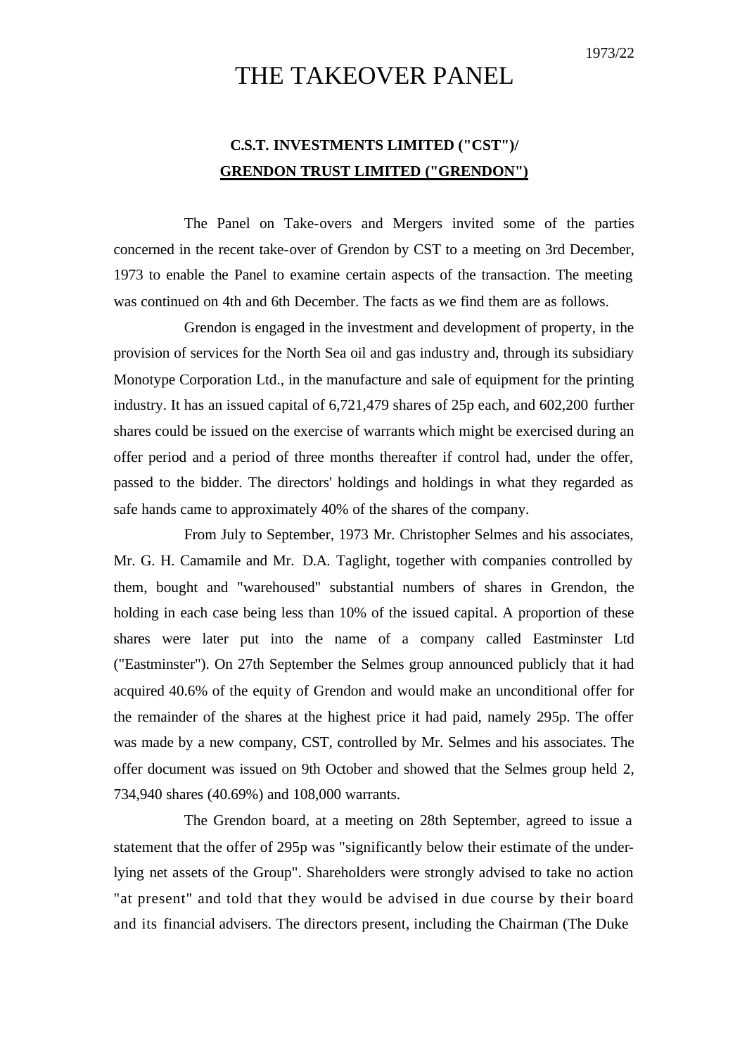1973/22

# THE TAKEOVER PANEL

## C.S.T. INVESTMENTS LIMITED ("CST")/ GRENDON TRUST LIMITED ("GRENDON")

The Panel on Take-overs and Mergers invited some of the parties concerned in the recent take-over of Grendon by CST to a meeting on 3rd December, 1973 to enable the Panel to examine certain aspects of the transaction. The meeting was continued on 4th and 6th December. The facts as we find them are as follows.

Grendon is engaged in the investment and development of property, in the provision of services for the North Sea oil and gas industry and, through its subsidiary Monotype Corporation Ltd., in the manufacture and sale of equipment for the printing industry. It has an issued capital of 6,721,479 shares of 25p each, and 602,200 further shares could be issued on the exercise of warrants which might be exercised during an offer period and a period of three months thereafter if control had, under the offer, passed to the bidder. The directors' holdings and holdings in what they regarded as safe hands came to approximately 40% of the shares of the company.

From July to September, 1973 Mr. Christopher Selmes and his associates, Mr. G. H. Camamile and Mr. D.A. Taglight, together with companies controlled by them, bought and "warehoused" substantial numbers of shares in Grendon, the holding in each case being less than 10% of the issued capital. A proportion of these shares were later put into the name of a company called Eastminster Ltd ("Eastminster"). On 27th September the Selmes group announced publicly that it had acquired 40.6% of the equity of Grendon and would make an unconditional offer for the remainder of the shares at the highest price it had paid, namely 295p. The offer was made by a new company, CST, controlled by Mr. Selmes and his associates. The offer document was issued on 9th October and showed that the Selmes group held 2, 734,940 shares (40.69%) and 108,000 warrants.

The Grendon board, at a meeting on 28th September, agreed to issue a statement that the offer of 295p was "significantly below their estimate of the underlying net assets of the Group". Shareholders were strongly advised to take no action "at present" and told that they would be advised in due course by their board and its financial advisers. The directors present, including the Chairman (The Duke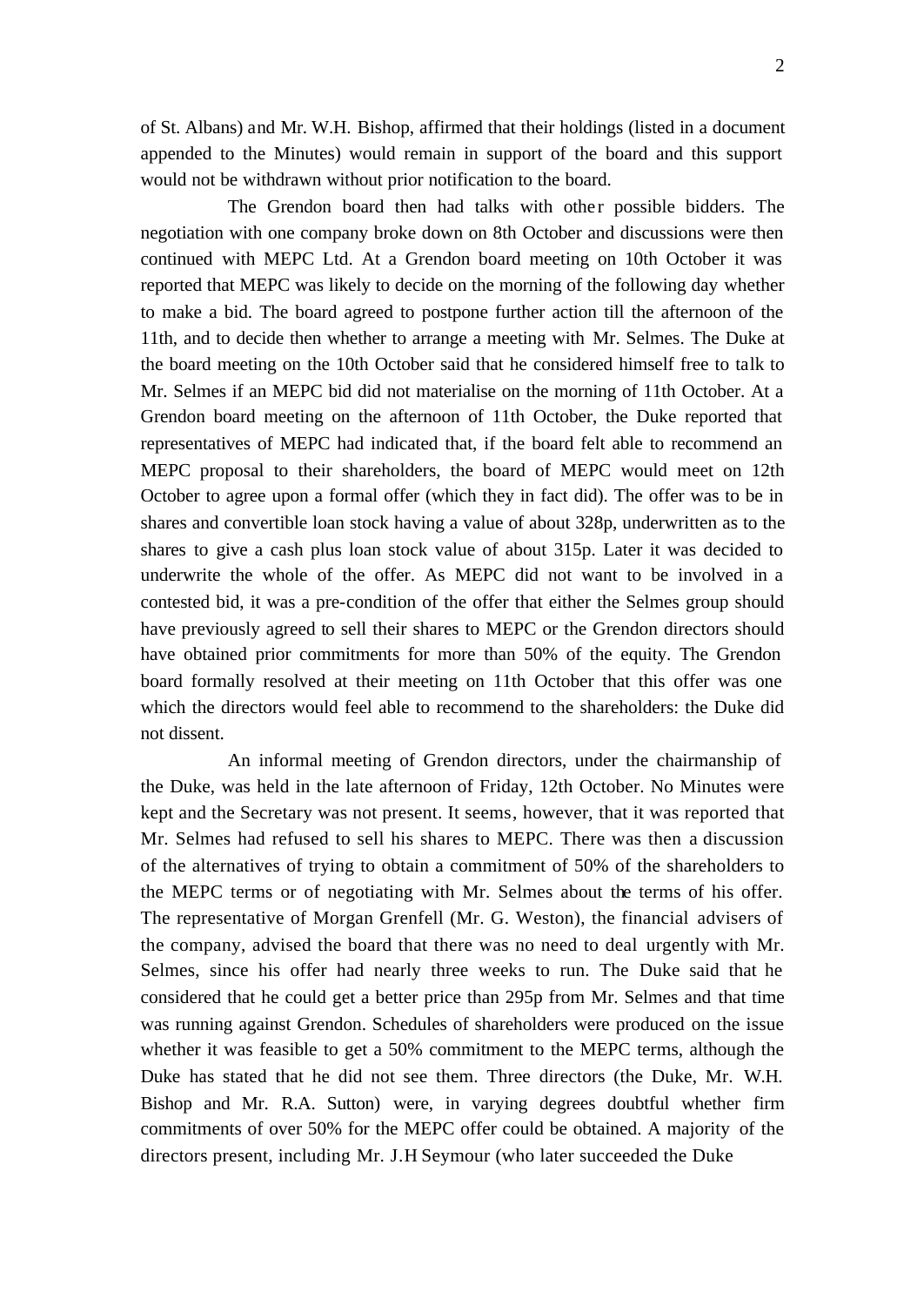of St. Albans) and Mr. W.H. Bishop, affirmed that their holdings (listed in a document appended to the Minutes) would remain in support of the board and this support would not be withdrawn without prior notification to the board.

The Grendon board then had talks with other possible bidders. The negotiation with one company broke down on 8th October and discussions were then continued with MEPC Ltd. At a Grendon board meeting on 10th October it was reported that MEPC was likely to decide on the morning of the following day whether to make a bid. The board agreed to postpone further action till the afternoon of the 11th, and to decide then whether to arrange a meeting with Mr. Selmes. The Duke at the board meeting on the 10th October said that he considered himself free to talk to Mr. Selmes if an MEPC bid did not materialise on the morning of 11th October. At a Grendon board meeting on the afternoon of 11th October, the Duke reported that representatives of MEPC had indicated that, if the board felt able to recommend an MEPC proposal to their shareholders, the board of MEPC would meet on 12th October to agree upon a formal offer (which they in fact did). The offer was to be in shares and convertible loan stock having a value of about 328p, underwritten as to the shares to give a cash plus loan stock value of about 315p. Later it was decided to underwrite the whole of the offer. As MEPC did not want to be involved in a contested bid, it was a pre-condition of the offer that either the Selmes group should have previously agreed to sell their shares to MEPC or the Grendon directors should have obtained prior commitments for more than 50% of the equity. The Grendon board formally resolved at their meeting on 11th October that this offer was one which the directors would feel able to recommend to the shareholders: the Duke did not dissent.

An informal meeting of Grendon directors, under the chairmanship of the Duke, was held in the late afternoon of Friday, 12th October. No Minutes were kept and the Secretary was not present. It seems, however, that it was reported that Mr. Selmes had refused to sell his shares to MEPC. There was then a discussion of the alternatives of trying to obtain a commitment of 50% of the shareholders to the MEPC terms or of negotiating with Mr. Selmes about the terms of his offer. The representative of Morgan Grenfell (Mr. G. Weston), the financial advisers of the company, advised the board that there was no need to deal urgently with Mr. Selmes, since his offer had nearly three weeks to run. The Duke said that he considered that he could get a better price than 295p from Mr. Selmes and that time was running against Grendon. Schedules of shareholders were produced on the issue whether it was feasible to get a 50% commitment to the MEPC terms, although the Duke has stated that he did not see them. Three directors (the Duke, Mr. W.H. Bishop and Mr. R.A. Sutton) were, in varying degrees doubtful whether firm commitments of over 50% for the MEPC offer could be obtained. A majority of the directors present, including Mr. J.H Seymour (who later succeeded the Duke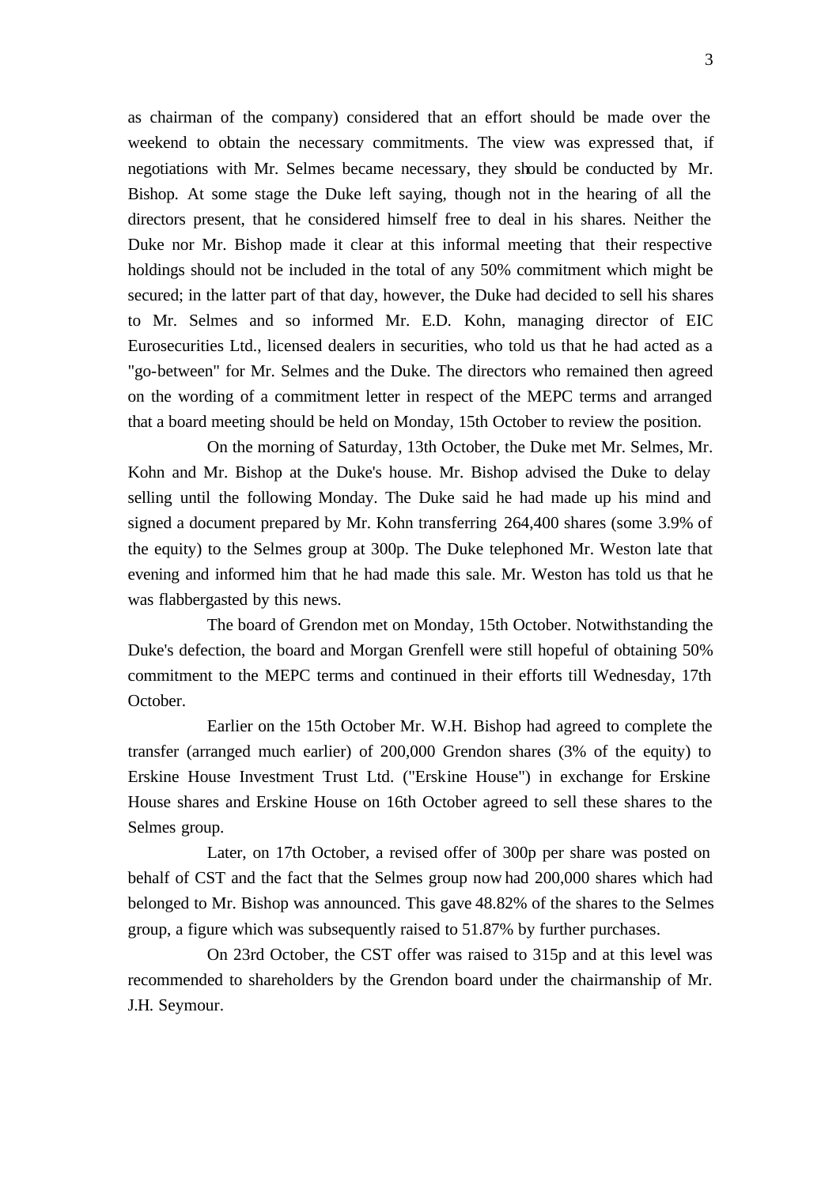as chairman of the company) considered that an effort should be made over the weekend to obtain the necessary commitments. The view was expressed that, if negotiations with Mr. Selmes became necessary, they should be conducted by Mr. Bishop. At some stage the Duke left saying, though not in the hearing of all the directors present, that he considered himself free to deal in his shares. Neither the Duke nor Mr. Bishop made it clear at this informal meeting that their respective holdings should not be included in the total of any 50% commitment which might be secured; in the latter part of that day, however, the Duke had decided to sell his shares to Mr. Selmes and so informed Mr. E.D. Kohn, managing director of EIC Eurosecurities Ltd., licensed dealers in securities, who told us that he had acted as a "go-between" for Mr. Selmes and the Duke. The directors who remained then agreed on the wording of a commitment letter in respect of the MEPC terms and arranged that a board meeting should be held on Monday, 15th October to review the position.

On the morning of Saturday, 13th October, the Duke met Mr. Selmes, Mr. Kohn and Mr. Bishop at the Duke's house. Mr. Bishop advised the Duke to delay selling until the following Monday. The Duke said he had made up his mind and signed a document prepared by Mr. Kohn transferring 264,400 shares (some 3.9% of the equity) to the Selmes group at 300p. The Duke telephoned Mr. Weston late that evening and informed him that he had made this sale. Mr. Weston has told us that he was flabbergasted by this news.

The board of Grendon met on Monday, 15th October. Notwithstanding the Duke's defection, the board and Morgan Grenfell were still hopeful of obtaining 50% commitment to the MEPC terms and continued in their efforts till Wednesday, 17th October.

Earlier on the 15th October Mr. W.H. Bishop had agreed to complete the transfer (arranged much earlier) of 200,000 Grendon shares (3% of the equity) to Erskine House Investment Trust Ltd. ("Erskine House") in exchange for Erskine House shares and Erskine House on 16th October agreed to sell these shares to the Selmes group.

Later, on 17th October, a revised offer of 300p per share was posted on behalf of CST and the fact that the Selmes group now had 200,000 shares which had belonged to Mr. Bishop was announced. This gave 48.82% of the shares to the Selmes group, a figure which was subsequently raised to 51.87% by further purchases.

On 23rd October, the CST offer was raised to 315p and at this level was recommended to shareholders by the Grendon board under the chairmanship of Mr. J.H. Seymour.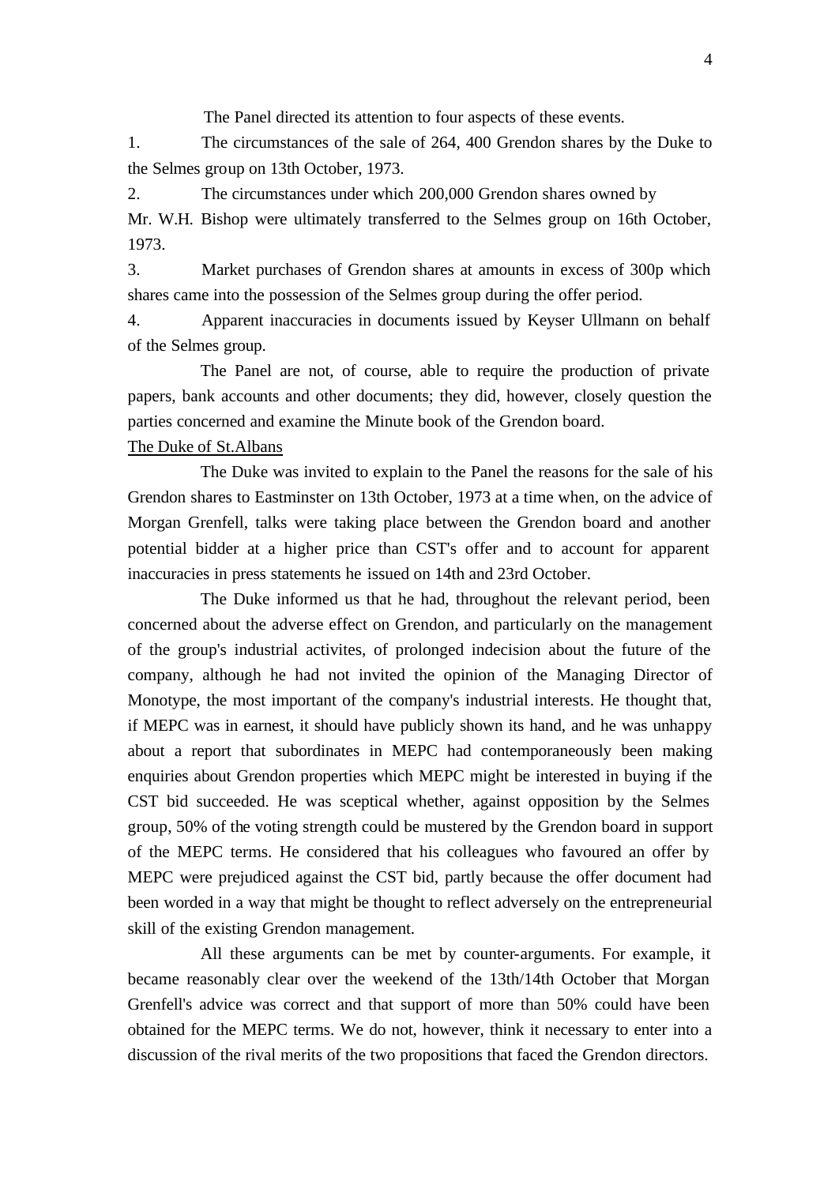The Panel directed its attention to four aspects of these events.

1. The circumstances of the sale of 264, 400 Grendon shares by the Duke to the Selmes group on 13th October, 1973.

2. The circumstances under which 200,000 Grendon shares owned by Mr. W.H. Bishop were ultimately transferred to the Selmes group on 16th October, 1973.

3. Market purchases of Grendon shares at amounts in excess of 300p which shares came into the possession of the Selmes group during the offer period.

4. Apparent inaccuracies in documents issued by Keyser Ullmann on behalf of the Selmes group.

The Panel are not, of course, able to require the production of private papers, bank accounts and other documents; they did, however, closely question the parties concerned and examine the Minute book of the Grendon board.

The Duke of St.Albans

The Duke was invited to explain to the Panel the reasons for the sale of his Grendon shares to Eastminster on 13th October, 1973 at a time when, on the advice of Morgan Grenfell, talks were taking place between the Grendon board and another potential bidder at a higher price than CST's offer and to account for apparent inaccuracies in press statements he issued on 14th and 23rd October.

The Duke informed us that he had, throughout the relevant period, been concerned about the adverse effect on Grendon, and particularly on the management of the group's industrial activites, of prolonged indecision about the future of the company, although he had not invited the opinion of the Managing Director of Monotype, the most important of the company's industrial interests. He thought that, if MEPC was in earnest, it should have publicly shown its hand, and he was unhappy about a report that subordinates in MEPC had contemporaneously been making enquiries about Grendon properties which MEPC might be interested in buying if the CST bid succeeded. He was sceptical whether, against opposition by the Selmes group, 50% of the voting strength could be mustered by the Grendon board in support of the MEPC terms. He considered that his colleagues who favoured an offer by MEPC were prejudiced against the CST bid, partly because the offer document had been worded in a way that might be thought to reflect adversely on the entrepreneurial skill of the existing Grendon management.

All these arguments can be met by counter-arguments. For example, it became reasonably clear over the weekend of the 13th/14th October that Morgan Grenfell's advice was correct and that support of more than 50% could have been obtained for the MEPC terms. We do not, however, think it necessary to enter into a discussion of the rival merits of the two propositions that faced the Grendon directors.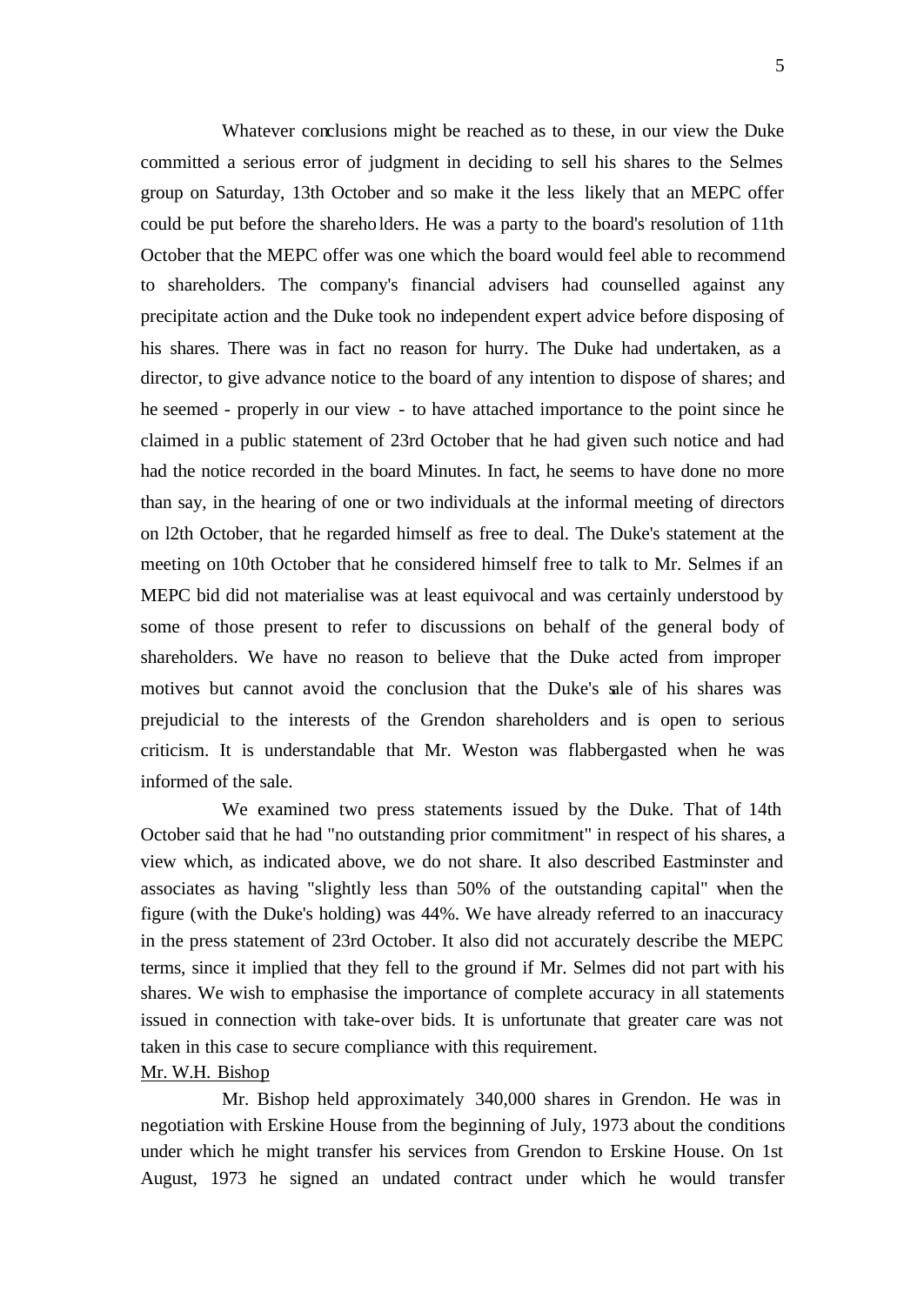Whatever conclusions might be reached as to these, in our view the Duke committed a serious error of judgment in deciding to sell his shares to the Selmes group on Saturday, 13th October and so make it the less likely that an MEPC offer could be put before the shareholders. He was a party to the board's resolution of 11th October that the MEPC offer was one which the board would feel able to recommend to shareholders. The company's financial advisers had counselled against any precipitate action and the Duke took no independent expert advice before disposing of his shares. There was in fact no reason for hurry. The Duke had undertaken, as a director, to give advance notice to the board of any intention to dispose of shares; and he seemed - properly in our view - to have attached importance to the point since he claimed in a public statement of 23rd October that he had given such notice and had had the notice recorded in the board Minutes. In fact, he seems to have done no more than say, in the hearing of one or two individuals at the informal meeting of directors on l2th October, that he regarded himself as free to deal. The Duke's statement at the meeting on 10th October that he considered himself free to talk to Mr. Selmes if an MEPC bid did not materialise was at least equivocal and was certainly understood by some of those present to refer to discussions on behalf of the general body of shareholders. We have no reason to believe that the Duke acted from improper motives but cannot avoid the conclusion that the Duke's sale of his shares was prejudicial to the interests of the Grendon shareholders and is open to serious criticism. It is understandable that Mr. Weston was flabbergasted when he was informed of the sale.

We examined two press statements issued by the Duke. That of 14th October said that he had "no outstanding prior commitment" in respect of his shares, a view which, as indicated above, we do not share. It also described Eastminster and associates as having "slightly less than 50% of the outstanding capital" when the figure (with the Duke's holding) was 44%. We have already referred to an inaccuracy in the press statement of 23rd October. It also did not accurately describe the MEPC terms, since it implied that they fell to the ground if Mr. Selmes did not part with his shares. We wish to emphasise the importance of complete accuracy in all statements issued in connection with take-over bids. It is unfortunate that greater care was not taken in this case to secure compliance with this requirement.

Mr. W.H. Bishop

Mr. Bishop held approximately 340,000 shares in Grendon. He was in negotiation with Erskine House from the beginning of July, 1973 about the conditions under which he might transfer his services from Grendon to Erskine House. On 1st August, 1973 he signed an undated contract under which he would transfer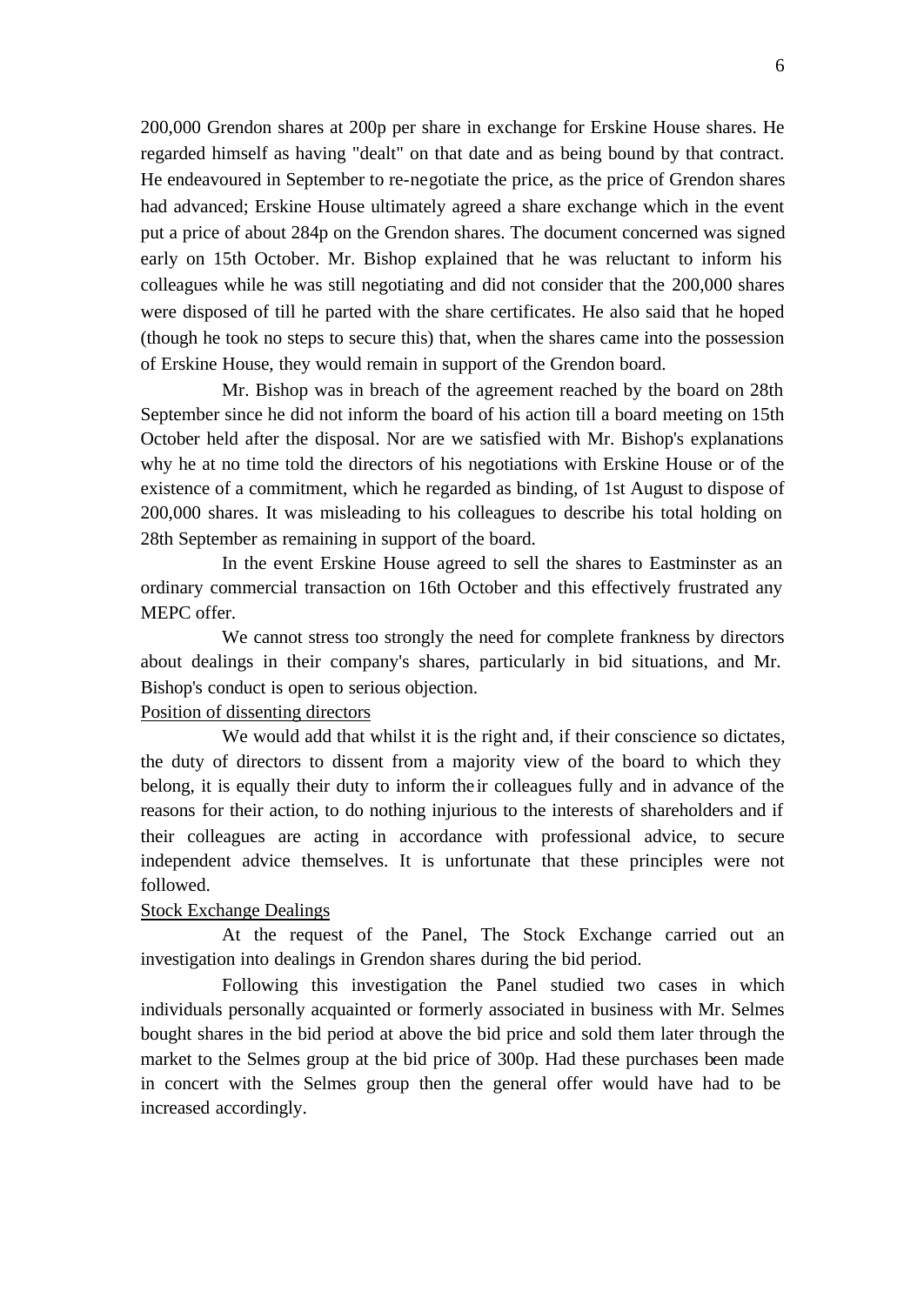200,000 Grendon shares at 200p per share in exchange for Erskine House shares. He regarded himself as having "dealt" on that date and as being bound by that contract. He endeavoured in September to re-negotiate the price, as the price of Grendon shares had advanced; Erskine House ultimately agreed a share exchange which in the event put a price of about 284p on the Grendon shares. The document concerned was signed early on 15th October. Mr. Bishop explained that he was reluctant to inform his colleagues while he was still negotiating and did not consider that the 200,000 shares were disposed of till he parted with the share certificates. He also said that he hoped (though he took no steps to secure this) that, when the shares came into the possession of Erskine House, they would remain in support of the Grendon board.

Mr. Bishop was in breach of the agreement reached by the board on 28th September since he did not inform the board of his action till a board meeting on 15th October held after the disposal. Nor are we satisfied with Mr. Bishop's explanations why he at no time told the directors of his negotiations with Erskine House or of the existence of a commitment, which he regarded as binding, of 1st August to dispose of 200,000 shares. It was misleading to his colleagues to describe his total holding on 28th September as remaining in support of the board.

In the event Erskine House agreed to sell the shares to Eastminster as an ordinary commercial transaction on 16th October and this effectively frustrated any MEPC offer.

We cannot stress too strongly the need for complete frankness by directors about dealings in their company's shares, particularly in bid situations, and Mr. Bishop's conduct is open to serious objection.

<u>Position of dissenting directors</u>

We would add that whilst it is the right and, if their conscience so dictates, the duty of directors to dissent from a majority view of the board to which they belong, it is equally their duty to inform their colleagues fully and in advance of the reasons for their action, to do nothing injurious to the interests of shareholders and if their colleagues are acting in accordance with professional advice, to secure independent advice themselves. It is unfortunate that these principles were not followed.

<u>Stock Exchange Dealings</u>

At the request of the Panel, The Stock Exchange carried out an investigation into dealings in Grendon shares during the bid period.

Following this investigation the Panel studied two cases in which individuals personally acquainted or formerly associated in business with Mr. Selmes bought shares in the bid period at above the bid price and sold them later through the market to the Selmes group at the bid price of 300p. Had these purchases been made in concert with the Selmes group then the general offer would have had to be increased accordingly.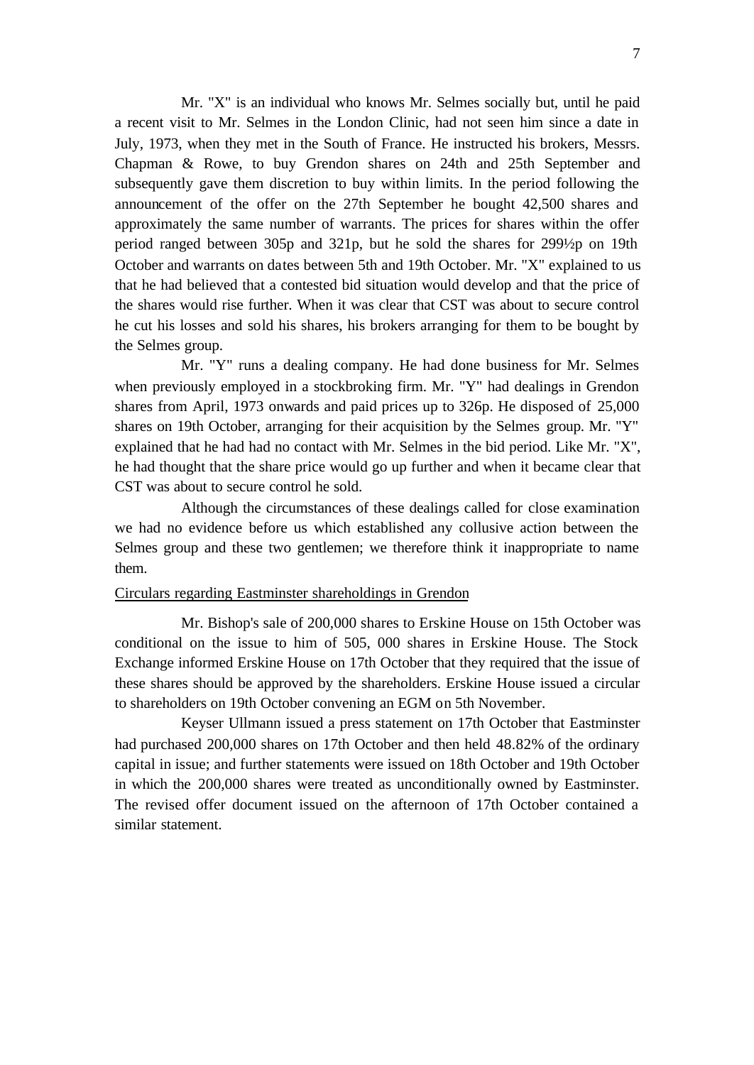Mr. "X" is an individual who knows Mr. Selmes socially but, until he paid a recent visit to Mr. Selmes in the London Clinic, had not seen him since a date in July, 1973, when they met in the South of France. He instructed his brokers, Messrs. Chapman & Rowe, to buy Grendon shares on 24th and 25th September and subsequently gave them discretion to buy within limits. In the period following the announcement of the offer on the 27th September he bought 42,500 shares and approximately the same number of warrants. The prices for shares within the offer period ranged between 305p and 321p, but he sold the shares for 299½p on 19th October and warrants on dates between 5th and 19th October. Mr. "X" explained to us that he had believed that a contested bid situation would develop and that the price of the shares would rise further. When it was clear that CST was about to secure control he cut his losses and sold his shares, his brokers arranging for them to be bought by the Selmes group.

Mr. "Y" runs a dealing company. He had done business for Mr. Selmes when previously employed in a stockbroking firm. Mr. "Y" had dealings in Grendon shares from April, 1973 onwards and paid prices up to 326p. He disposed of 25,000 shares on 19th October, arranging for their acquisition by the Selmes group. Mr. "Y" explained that he had had no contact with Mr. Selmes in the bid period. Like Mr. "X", he had thought that the share price would go up further and when it became clear that CST was about to secure control he sold.

Although the circumstances of these dealings called for close examination we had no evidence before us which established any collusive action between the Selmes group and these two gentlemen; we therefore think it inappropriate to name them.

<u>Circulars regarding Eastminster shareholdings in Grendon</u>

Mr. Bishop's sale of 200,000 shares to Erskine House on 15th October was conditional on the issue to him of 505, 000 shares in Erskine House. The Stock Exchange informed Erskine House on 17th October that they required that the issue of these shares should be approved by the shareholders. Erskine House issued a circular to shareholders on 19th October convening an EGM on 5th November.

Keyser Ullmann issued a press statement on 17th October that Eastminster had purchased 200,000 shares on 17th October and then held 48.82% of the ordinary capital in issue; and further statements were issued on 18th October and 19th October in which the 200,000 shares were treated as unconditionally owned by Eastminster. The revised offer document issued on the afternoon of 17th October contained a similar statement.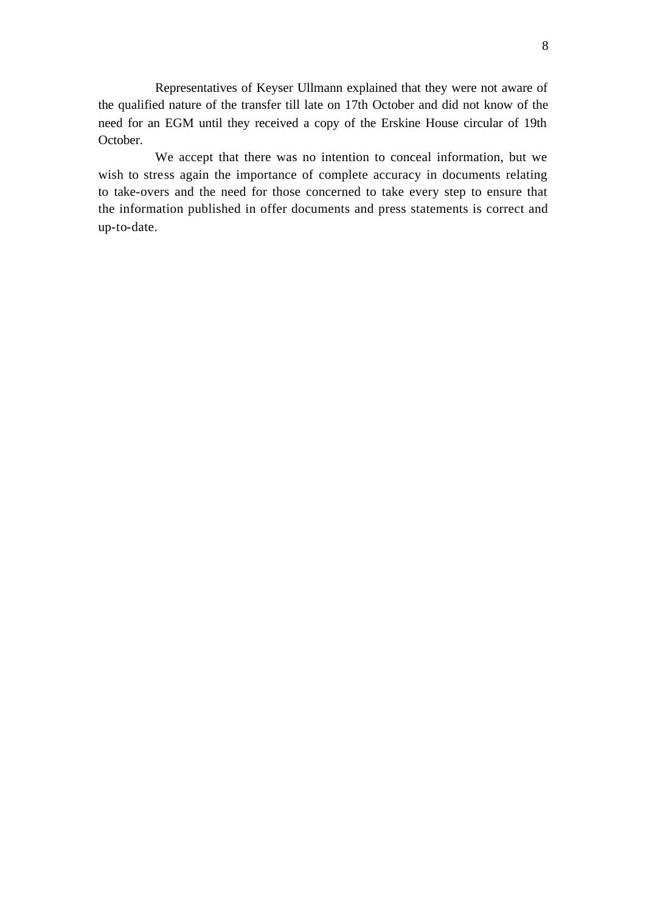Representatives of Keyser Ullmann explained that they were not aware of the qualified nature of the transfer till late on 17th October and did not know of the need for an EGM until they received a copy of the Erskine House circular of 19th October.

We accept that there was no intention to conceal information, but we wish to stress again the importance of complete accuracy in documents relating to take-overs and the need for those concerned to take every step to ensure that the information published in offer documents and press statements is correct and up-to-date.